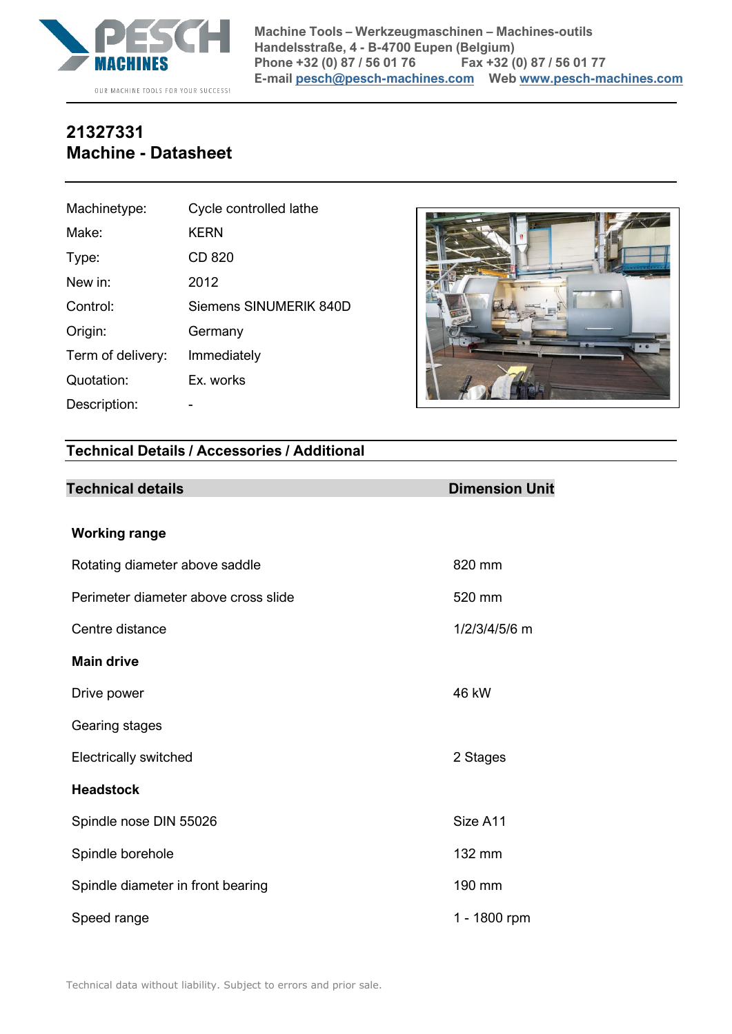Machine Tools – Werkzeugmaschinen – Machines-outils
Handelsstraße, 4 - B-4700 Eupen (Belgium)
Phone +32 (0) 87 / 56 01 76 Fax +32 (0) 87 / 56 01 77
E-mail pesch@pesch-machines.com Web www.pesch-machines.com

# 21327331
# Machine - Datasheet

| | |
|---|---|
| Machinetype: | Cycle controlled lathe |
| Make: | KERN |
| Type: | CD 820 |
| New in: | 2012 |
| Control: | Siemens SINUMERIK 840D |
| Origin: | Germany |
| Term of delivery: | Immediately |
| Quotation: | Ex. works |
| Description: | - |

## Technical Details / Accessories / Additional

| Technical details | Dimension Unit |
|---|---|
| **Working range** | |
| Rotating diameter above saddle | 820 mm |
| Perimeter diameter above cross slide | 520 mm |
| Centre distance | 1/2/3/4/5/6 m |
| **Main drive** | |
| Drive power | 46 kW |
| Gearing stages | |
| Electrically switched | 2 Stages |
| **Headstock** | |
| Spindle nose DIN 55026 | Size A11 |
| Spindle borehole | 132 mm |
| Spindle diameter in front bearing | 190 mm |
| Speed range | 1 - 1800 rpm |

Technical data without liability. Subject to errors and prior sale.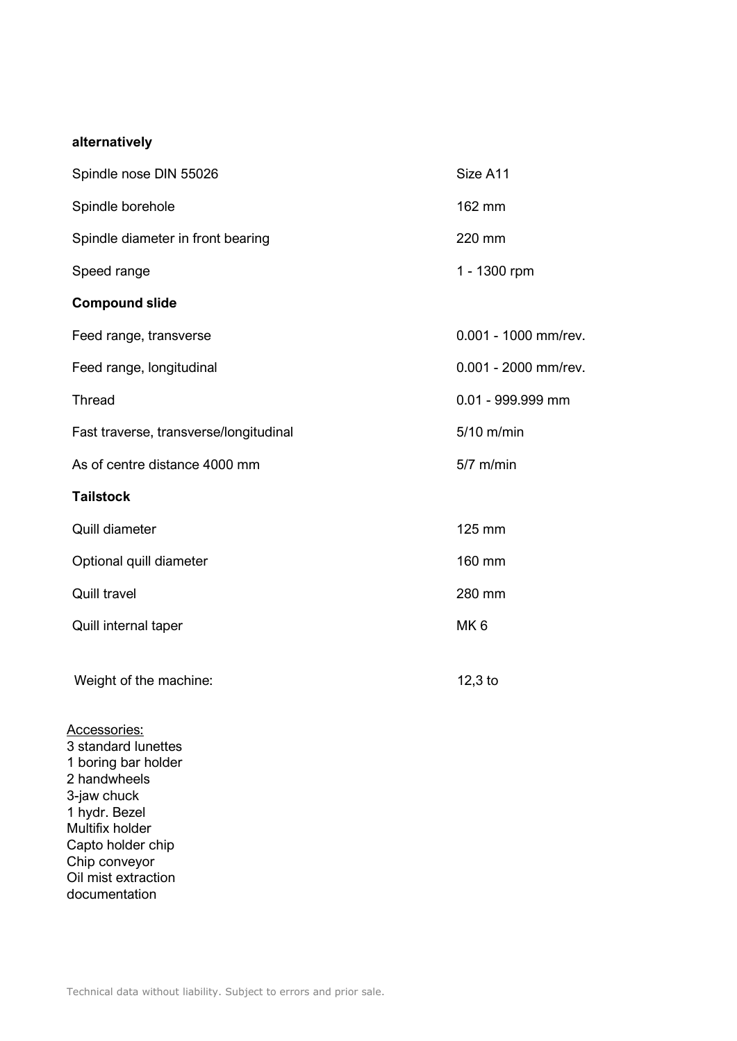**alternatively**

| | |
|---|---|
| Spindle nose DIN 55026 | Size A11 |
| Spindle borehole | 162 mm |
| Spindle diameter in front bearing | 220 mm |
| Speed range | 1 - 1300 rpm |
| **Compound slide** | |
| Feed range, transverse | 0.001 - 1000 mm/rev. |
| Feed range, longitudinal | 0.001 - 2000 mm/rev. |
| Thread | 0.01 - 999.999 mm |
| Fast traverse, transverse/longitudinal | 5/10 m/min |
| As of centre distance 4000 mm | 5/7 m/min |
| **Tailstock** | |
| Quill diameter | 125 mm |
| Optional quill diameter | 160 mm |
| Quill travel | 280 mm |
| Quill internal taper | MK 6 |
| Weight of the machine: | 12,3 to |

Accessories:
3 standard lunettes
1 boring bar holder
2 handwheels
3-jaw chuck
1 hydr. Bezel
Multifix holder
Capto holder chip
Chip conveyor
Oil mist extraction
documentation

Technical data without liability. Subject to errors and prior sale.